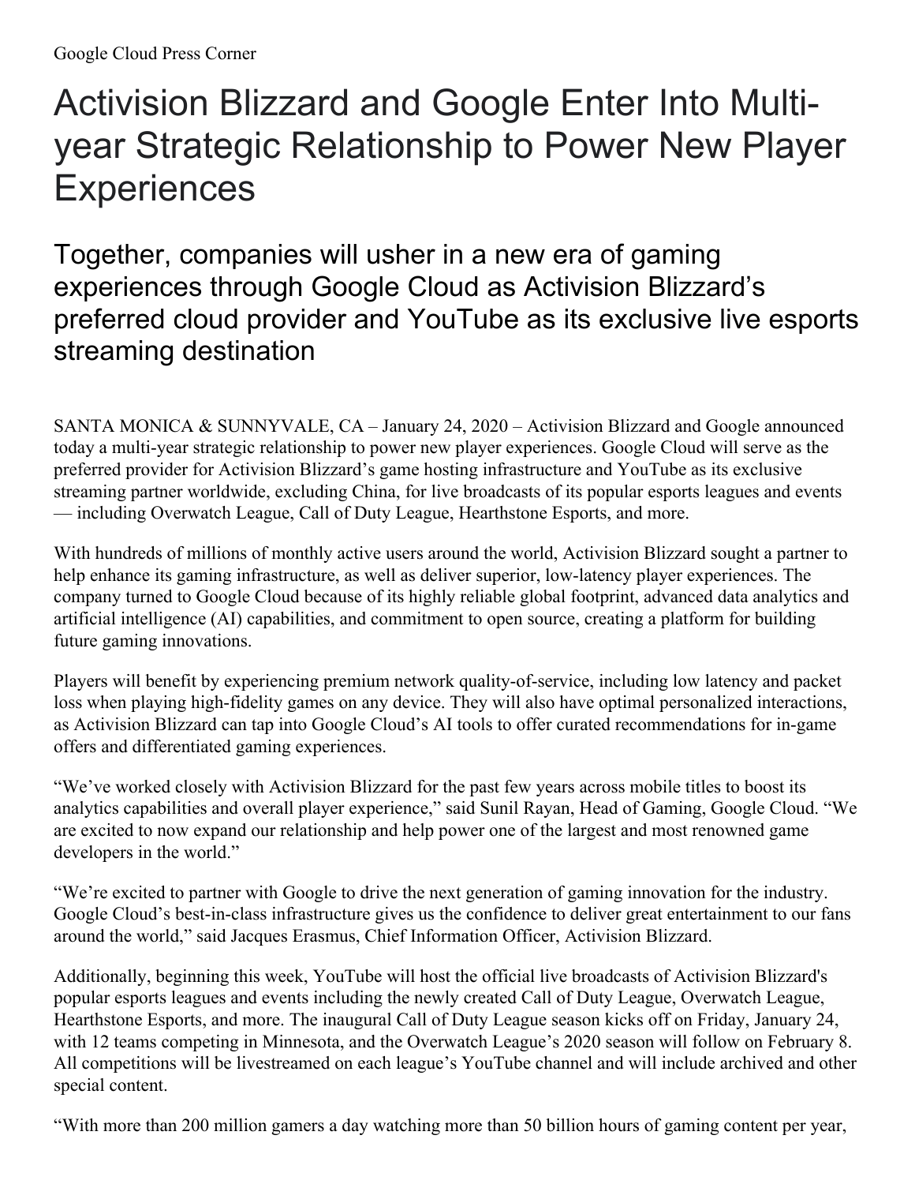Google Cloud Press Corner

# Activision Blizzard and Google Enter Into Multi-year Strategic Relationship to Power New Player Experiences

## Together, companies will usher in a new era of gaming experiences through Google Cloud as Activision Blizzard's preferred cloud provider and YouTube as its exclusive live esports streaming destination

SANTA MONICA & SUNNYVALE, CA – January 24, 2020 – Activision Blizzard and Google announced today a multi-year strategic relationship to power new player experiences. Google Cloud will serve as the preferred provider for Activision Blizzard's game hosting infrastructure and YouTube as its exclusive streaming partner worldwide, excluding China, for live broadcasts of its popular esports leagues and events — including Overwatch League, Call of Duty League, Hearthstone Esports, and more.

With hundreds of millions of monthly active users around the world, Activision Blizzard sought a partner to help enhance its gaming infrastructure, as well as deliver superior, low-latency player experiences. The company turned to Google Cloud because of its highly reliable global footprint, advanced data analytics and artificial intelligence (AI) capabilities, and commitment to open source, creating a platform for building future gaming innovations.

Players will benefit by experiencing premium network quality-of-service, including low latency and packet loss when playing high-fidelity games on any device. They will also have optimal personalized interactions, as Activision Blizzard can tap into Google Cloud's AI tools to offer curated recommendations for in-game offers and differentiated gaming experiences.

"We've worked closely with Activision Blizzard for the past few years across mobile titles to boost its analytics capabilities and overall player experience," said Sunil Rayan, Head of Gaming, Google Cloud. "We are excited to now expand our relationship and help power one of the largest and most renowned game developers in the world."

"We're excited to partner with Google to drive the next generation of gaming innovation for the industry. Google Cloud's best-in-class infrastructure gives us the confidence to deliver great entertainment to our fans around the world," said Jacques Erasmus, Chief Information Officer, Activision Blizzard.

Additionally, beginning this week, YouTube will host the official live broadcasts of Activision Blizzard's popular esports leagues and events including the newly created Call of Duty League, Overwatch League, Hearthstone Esports, and more. The inaugural Call of Duty League season kicks off on Friday, January 24, with 12 teams competing in Minnesota, and the Overwatch League's 2020 season will follow on February 8. All competitions will be livestreamed on each league's YouTube channel and will include archived and other special content.

"With more than 200 million gamers a day watching more than 50 billion hours of gaming content per year,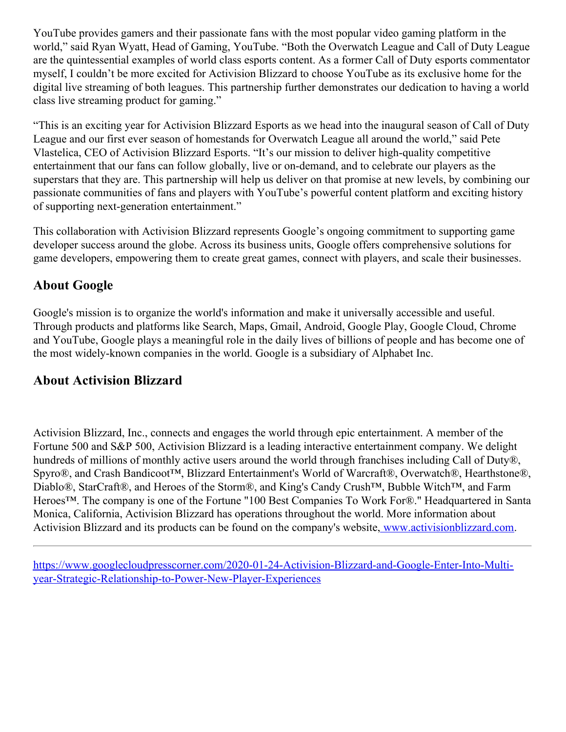YouTube provides gamers and their passionate fans with the most popular video gaming platform in the world," said Ryan Wyatt, Head of Gaming, YouTube. "Both the Overwatch League and Call of Duty League are the quintessential examples of world class esports content. As a former Call of Duty esports commentator myself, I couldn't be more excited for Activision Blizzard to choose YouTube as its exclusive home for the digital live streaming of both leagues. This partnership further demonstrates our dedication to having a world class live streaming product for gaming."

"This is an exciting year for Activision Blizzard Esports as we head into the inaugural season of Call of Duty League and our first ever season of homestands for Overwatch League all around the world," said Pete Vlastelica, CEO of Activision Blizzard Esports. "It's our mission to deliver high-quality competitive entertainment that our fans can follow globally, live or on-demand, and to celebrate our players as the superstars that they are. This partnership will help us deliver on that promise at new levels, by combining our passionate communities of fans and players with YouTube's powerful content platform and exciting history of supporting next-generation entertainment."

This collaboration with Activision Blizzard represents Google's ongoing commitment to supporting game developer success around the globe. Across its business units, Google offers comprehensive solutions for game developers, empowering them to create great games, connect with players, and scale their businesses.

## About Google

Google's mission is to organize the world's information and make it universally accessible and useful. Through products and platforms like Search, Maps, Gmail, Android, Google Play, Google Cloud, Chrome and YouTube, Google plays a meaningful role in the daily lives of billions of people and has become one of the most widely-known companies in the world. Google is a subsidiary of Alphabet Inc.

## About Activision Blizzard

Activision Blizzard, Inc., connects and engages the world through epic entertainment. A member of the Fortune 500 and S&P 500, Activision Blizzard is a leading interactive entertainment company. We delight hundreds of millions of monthly active users around the world through franchises including Call of Duty®, Spyro®, and Crash Bandicoot™, Blizzard Entertainment's World of Warcraft®, Overwatch®, Hearthstone®, Diablo®, StarCraft®, and Heroes of the Storm®, and King's Candy Crush™, Bubble Witch™, and Farm Heroes™. The company is one of the Fortune "100 Best Companies To Work For®." Headquartered in Santa Monica, California, Activision Blizzard has operations throughout the world. More information about Activision Blizzard and its products can be found on the company's website, [www.activisionblizzard.com](http://www.activisionblizzard.com).

---

[https://www.googlecloudpresscorner.com/2020-01-24-Activision-Blizzard-and-Google-Enter-Into-Multi-year-Strategic-Relationship-to-Power-New-Player-Experiences](https://www.googlecloudpresscorner.com/2020-01-24-Activision-Blizzard-and-Google-Enter-Into-Multi-year-Strategic-Relationship-to-Power-New-Player-Experiences)